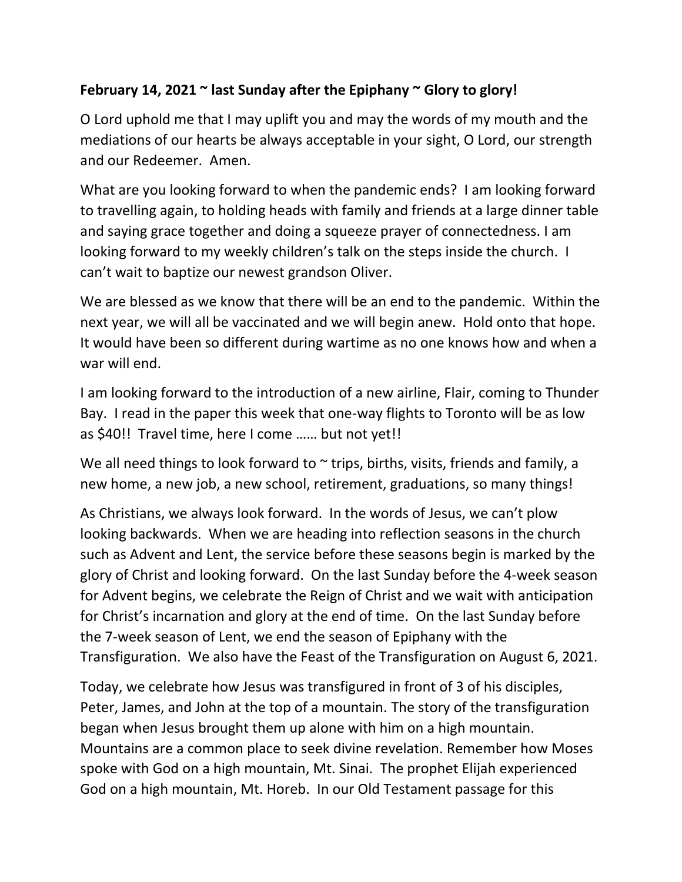**February 14, 2021 ~ last Sunday after the Epiphany ~ Glory to glory!**

O Lord uphold me that I may uplift you and may the words of my mouth and the mediations of our hearts be always acceptable in your sight, O Lord, our strength and our Redeemer. Amen.

What are you looking forward to when the pandemic ends? I am looking forward to travelling again, to holding heads with family and friends at a large dinner table and saying grace together and doing a squeeze prayer of connectedness. I am looking forward to my weekly children's talk on the steps inside the church. I can't wait to baptize our newest grandson Oliver.

We are blessed as we know that there will be an end to the pandemic. Within the next year, we will all be vaccinated and we will begin anew. Hold onto that hope. It would have been so different during wartime as no one knows how and when a war will end.

I am looking forward to the introduction of a new airline, Flair, coming to Thunder Bay. I read in the paper this week that one-way flights to Toronto will be as low as $40!! Travel time, here I come …… but not yet!!

We all need things to look forward to ~ trips, births, visits, friends and family, a new home, a new job, a new school, retirement, graduations, so many things!

As Christians, we always look forward. In the words of Jesus, we can't plow looking backwards. When we are heading into reflection seasons in the church such as Advent and Lent, the service before these seasons begin is marked by the glory of Christ and looking forward. On the last Sunday before the 4-week season for Advent begins, we celebrate the Reign of Christ and we wait with anticipation for Christ's incarnation and glory at the end of time. On the last Sunday before the 7-week season of Lent, we end the season of Epiphany with the Transfiguration. We also have the Feast of the Transfiguration on August 6, 2021.

Today, we celebrate how Jesus was transfigured in front of 3 of his disciples, Peter, James, and John at the top of a mountain. The story of the transfiguration began when Jesus brought them up alone with him on a high mountain. Mountains are a common place to seek divine revelation. Remember how Moses spoke with God on a high mountain, Mt. Sinai. The prophet Elijah experienced God on a high mountain, Mt. Horeb. In our Old Testament passage for this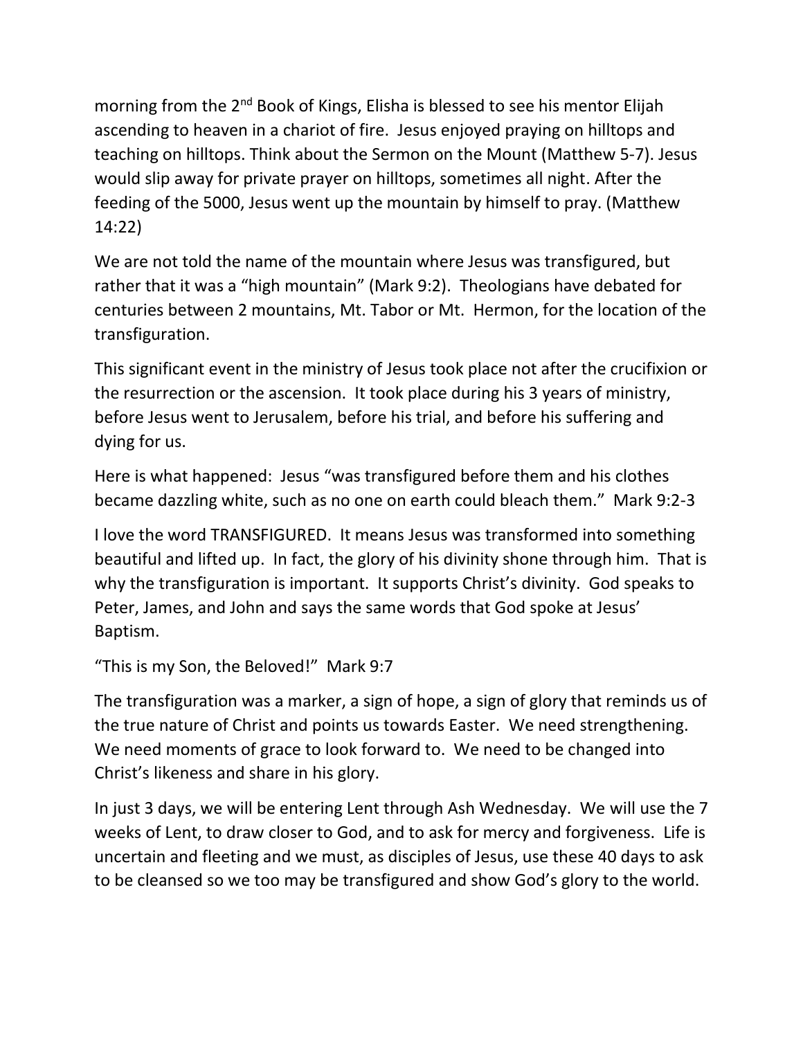morning from the 2nd Book of Kings, Elisha is blessed to see his mentor Elijah ascending to heaven in a chariot of fire. Jesus enjoyed praying on hilltops and teaching on hilltops. Think about the Sermon on the Mount (Matthew 5-7). Jesus would slip away for private prayer on hilltops, sometimes all night. After the feeding of the 5000, Jesus went up the mountain by himself to pray. (Matthew 14:22)

We are not told the name of the mountain where Jesus was transfigured, but rather that it was a “high mountain” (Mark 9:2). Theologians have debated for centuries between 2 mountains, Mt. Tabor or Mt. Hermon, for the location of the transfiguration.

This significant event in the ministry of Jesus took place not after the crucifixion or the resurrection or the ascension. It took place during his 3 years of ministry, before Jesus went to Jerusalem, before his trial, and before his suffering and dying for us.

Here is what happened: Jesus “was transfigured before them and his clothes became dazzling white, such as no one on earth could bleach them.” Mark 9:2-3

I love the word TRANSFIGURED. It means Jesus was transformed into something beautiful and lifted up. In fact, the glory of his divinity shone through him. That is why the transfiguration is important. It supports Christ’s divinity. God speaks to Peter, James, and John and says the same words that God spoke at Jesus’ Baptism.

“This is my Son, the Beloved!” Mark 9:7

The transfiguration was a marker, a sign of hope, a sign of glory that reminds us of the true nature of Christ and points us towards Easter. We need strengthening. We need moments of grace to look forward to. We need to be changed into Christ’s likeness and share in his glory.

In just 3 days, we will be entering Lent through Ash Wednesday. We will use the 7 weeks of Lent, to draw closer to God, and to ask for mercy and forgiveness. Life is uncertain and fleeting and we must, as disciples of Jesus, use these 40 days to ask to be cleansed so we too may be transfigured and show God’s glory to the world.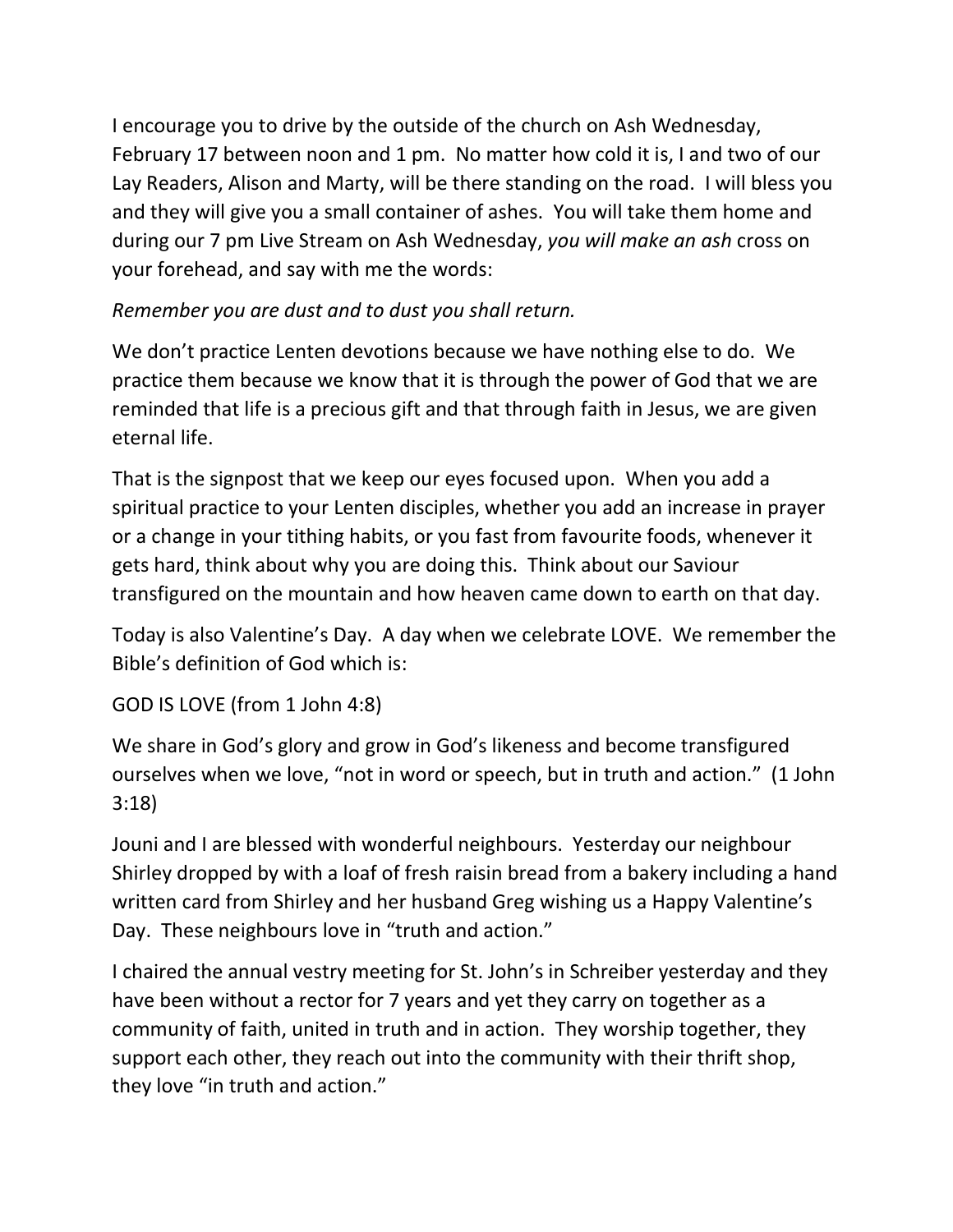I encourage you to drive by the outside of the church on Ash Wednesday, February 17 between noon and 1 pm. No matter how cold it is, I and two of our Lay Readers, Alison and Marty, will be there standing on the road. I will bless you and they will give you a small container of ashes. You will take them home and during our 7 pm Live Stream on Ash Wednesday, *you will make an ash* cross on your forehead, and say with me the words:

*Remember you are dust and to dust you shall return.*

We don't practice Lenten devotions because we have nothing else to do. We practice them because we know that it is through the power of God that we are reminded that life is a precious gift and that through faith in Jesus, we are given eternal life.

That is the signpost that we keep our eyes focused upon. When you add a spiritual practice to your Lenten disciples, whether you add an increase in prayer or a change in your tithing habits, or you fast from favourite foods, whenever it gets hard, think about why you are doing this. Think about our Saviour transfigured on the mountain and how heaven came down to earth on that day.

Today is also Valentine's Day. A day when we celebrate LOVE. We remember the Bible's definition of God which is:

GOD IS LOVE (from 1 John 4:8)

We share in God's glory and grow in God's likeness and become transfigured ourselves when we love, "not in word or speech, but in truth and action." (1 John 3:18)

Jouni and I are blessed with wonderful neighbours. Yesterday our neighbour Shirley dropped by with a loaf of fresh raisin bread from a bakery including a hand written card from Shirley and her husband Greg wishing us a Happy Valentine's Day. These neighbours love in "truth and action."

I chaired the annual vestry meeting for St. John's in Schreiber yesterday and they have been without a rector for 7 years and yet they carry on together as a community of faith, united in truth and in action. They worship together, they support each other, they reach out into the community with their thrift shop, they love "in truth and action."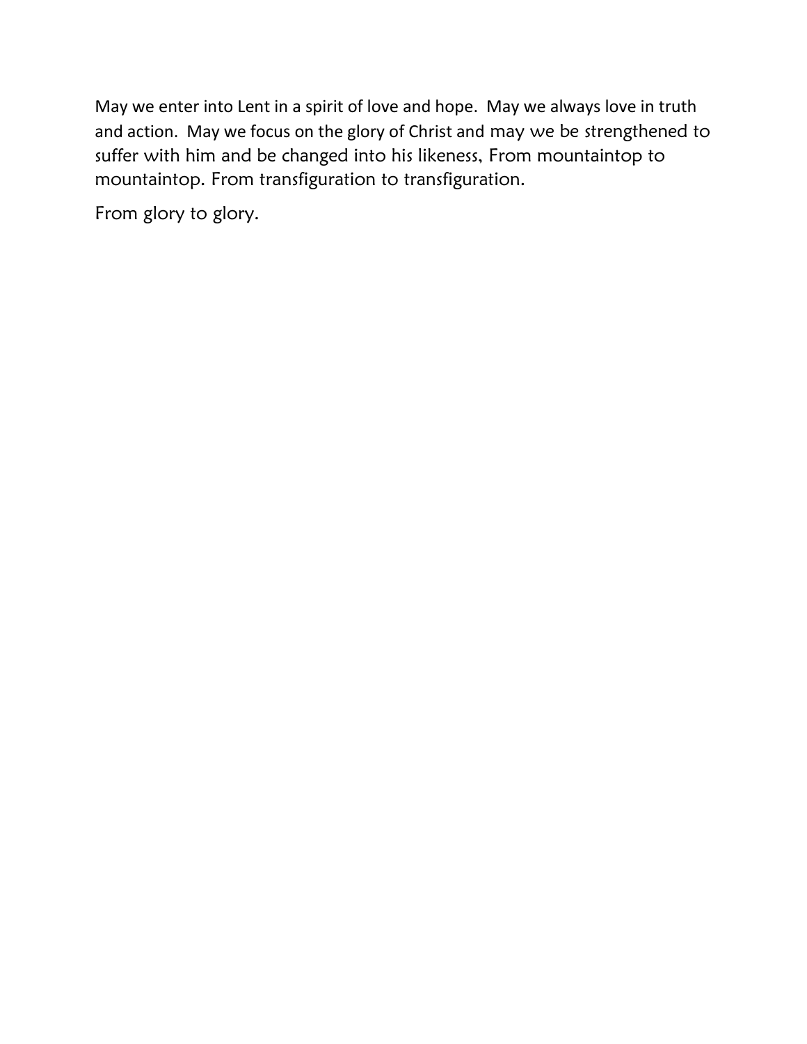May we enter into Lent in a spirit of love and hope. May we always love in truth and action. May we focus on the glory of Christ and may we be strengthened to suffer with him and be changed into his likeness, From mountaintop to mountaintop. From transfiguration to transfiguration.

From glory to glory.